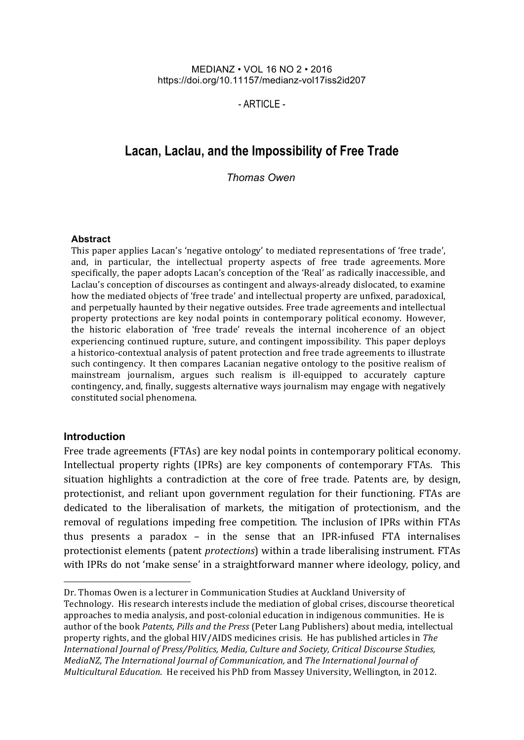- ARTICLE -

# Lacan, Laclau, and the Impossibility of Free Trade

*Thomas Owen*

### Abstract

This paper applies Lacan's 'negative ontology' to mediated representations of 'free trade', and, in particular, the intellectual property aspects of free trade agreements. More specifically, the paper adopts Lacan's conception of the 'Real' as radically inaccessible, and Laclau's conception of discourses as contingent and always-already dislocated, to examine how the mediated objects of 'free trade' and intellectual property are unfixed, paradoxical, and perpetually haunted by their negative outsides. Free trade agreements and intellectual property protections are key nodal points in contemporary political economy. However, the historic elaboration of 'free trade' reveals the internal incoherence of an object experiencing continued rupture, suture, and contingent impossibility. This paper deploys a historico-contextual analysis of patent protection and free trade agreements to illustrate such contingency. It then compares Lacanian negative ontology to the positive realism of mainstream journalism, argues such realism is ill-equipped to accurately capture contingency, and, finally, suggests alternative ways journalism may engage with negatively constituted social phenomena.

## Introduction

Free trade agreements (FTAs) are key nodal points in contemporary political economy. Intellectual property rights (IPRs) are key components of contemporary FTAs. This situation highlights a contradiction at the core of free trade. Patents are, by design, protectionist, and reliant upon government regulation for their functioning. FTAs are dedicated to the liberalisation of markets, the mitigation of protectionism, and the removal of regulations impeding free competition. The inclusion of IPRs within FTAs thus presents a paradox – in the sense that an IPR-infused FTA internalises protectionist elements (patent *protections*) within a trade liberalising instrument. FTAs with IPRs do not 'make sense' in a straightforward manner where ideology, policy, and

---

Dr. Thomas Owen is a lecturer in Communication Studies at Auckland University of Technology. His research interests include the mediation of global crises, discourse theoretical approaches to media analysis, and post-colonial education in indigenous communities. He is author of the book *Patents, Pills and the Press* (Peter Lang Publishers) about media, intellectual property rights, and the global HIV/AIDS medicines crisis. He has published articles in *The International Journal of Press/Politics, Media, Culture and Society, Critical Discourse Studies, MediaNZ, The International Journal of Communication,* and *The International Journal of Multicultural Education*. He received his PhD from Massey University, Wellington, in 2012.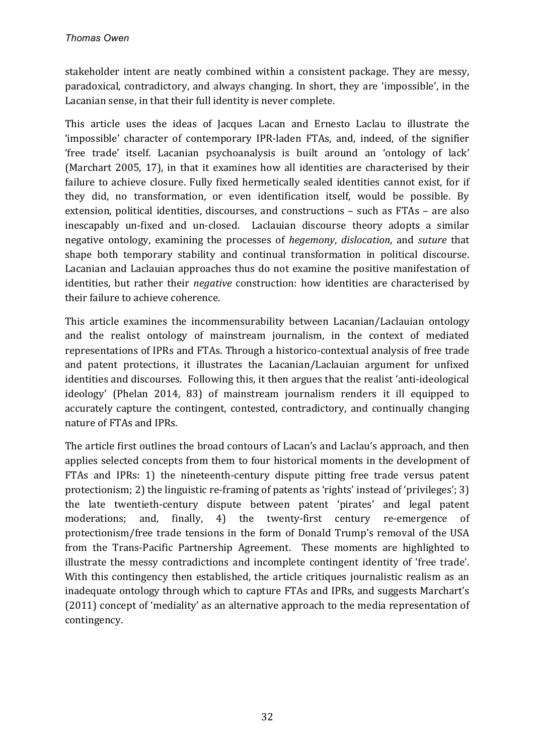stakeholder intent are neatly combined within a consistent package. They are messy, paradoxical, contradictory, and always changing. In short, they are 'impossible', in the Lacanian sense, in that their full identity is never complete.

This article uses the ideas of Jacques Lacan and Ernesto Laclau to illustrate the 'impossible' character of contemporary IPR-laden FTAs, and, indeed, of the signifier 'free trade' itself. Lacanian psychoanalysis is built around an 'ontology of lack' (Marchart 2005, 17), in that it examines how all identities are characterised by their failure to achieve closure. Fully fixed hermetically sealed identities cannot exist, for if they did, no transformation, or even identification itself, would be possible. By extension, political identities, discourses, and constructions – such as FTAs – are also inescapably un-fixed and un-closed. Laclauian discourse theory adopts a similar negative ontology, examining the processes of *hegemony*, *dislocation*, and *suture* that shape both temporary stability and continual transformation in political discourse. Lacanian and Laclauian approaches thus do not examine the positive manifestation of identities, but rather their *negative* construction: how identities are characterised by their failure to achieve coherence.

This article examines the incommensurability between Lacanian/Laclauian ontology and the realist ontology of mainstream journalism, in the context of mediated representations of IPRs and FTAs. Through a historico-contextual analysis of free trade and patent protections, it illustrates the Lacanian/Laclauian argument for unfixed identities and discourses. Following this, it then argues that the realist 'anti-ideological ideology' (Phelan 2014, 83) of mainstream journalism renders it ill equipped to accurately capture the contingent, contested, contradictory, and continually changing nature of FTAs and IPRs.

The article first outlines the broad contours of Lacan's and Laclau's approach, and then applies selected concepts from them to four historical moments in the development of FTAs and IPRs: 1) the nineteenth-century dispute pitting free trade versus patent protectionism; 2) the linguistic re-framing of patents as 'rights' instead of 'privileges'; 3) the late twentieth-century dispute between patent 'pirates' and legal patent moderations; and, finally, 4) the twenty-first century re-emergence of protectionism/free trade tensions in the form of Donald Trump's removal of the USA from the Trans-Pacific Partnership Agreement. These moments are highlighted to illustrate the messy contradictions and incomplete contingent identity of 'free trade'. With this contingency then established, the article critiques journalistic realism as an inadequate ontology through which to capture FTAs and IPRs, and suggests Marchart's (2011) concept of 'mediality' as an alternative approach to the media representation of contingency.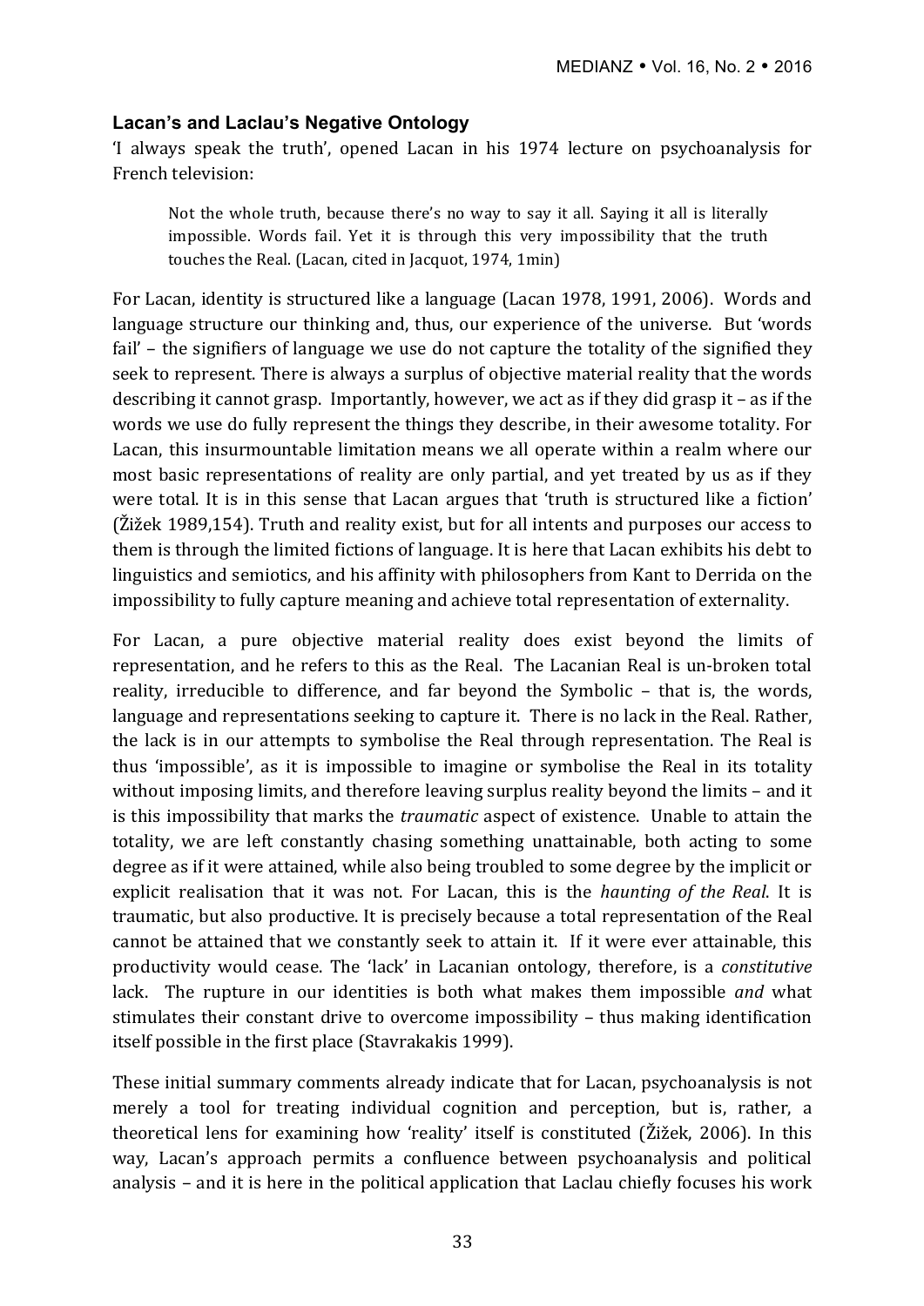### Lacan's and Laclau's Negative Ontology

'I always speak the truth', opened Lacan in his 1974 lecture on psychoanalysis for French television:

> Not the whole truth, because there's no way to say it all. Saying it all is literally impossible. Words fail. Yet it is through this very impossibility that the truth touches the Real. (Lacan, cited in Jacquot, 1974, 1min)

For Lacan, identity is structured like a language (Lacan 1978, 1991, 2006). Words and language structure our thinking and, thus, our experience of the universe. But 'words fail' – the signifiers of language we use do not capture the totality of the signified they seek to represent. There is always a surplus of objective material reality that the words describing it cannot grasp. Importantly, however, we act as if they did grasp it – as if the words we use do fully represent the things they describe, in their awesome totality. For Lacan, this insurmountable limitation means we all operate within a realm where our most basic representations of reality are only partial, and yet treated by us as if they were total. It is in this sense that Lacan argues that 'truth is structured like a fiction' (Žižek 1989,154). Truth and reality exist, but for all intents and purposes our access to them is through the limited fictions of language. It is here that Lacan exhibits his debt to linguistics and semiotics, and his affinity with philosophers from Kant to Derrida on the impossibility to fully capture meaning and achieve total representation of externality.

For Lacan, a pure objective material reality does exist beyond the limits of representation, and he refers to this as the Real. The Lacanian Real is un-broken total reality, irreducible to difference, and far beyond the Symbolic – that is, the words, language and representations seeking to capture it. There is no lack in the Real. Rather, the lack is in our attempts to symbolise the Real through representation. The Real is thus 'impossible', as it is impossible to imagine or symbolise the Real in its totality without imposing limits, and therefore leaving surplus reality beyond the limits – and it is this impossibility that marks the *traumatic* aspect of existence. Unable to attain the totality, we are left constantly chasing something unattainable, both acting to some degree as if it were attained, while also being troubled to some degree by the implicit or explicit realisation that it was not. For Lacan, this is the *haunting of the Real*. It is traumatic, but also productive. It is precisely because a total representation of the Real cannot be attained that we constantly seek to attain it. If it were ever attainable, this productivity would cease. The 'lack' in Lacanian ontology, therefore, is a *constitutive* lack. The rupture in our identities is both what makes them impossible *and* what stimulates their constant drive to overcome impossibility – thus making identification itself possible in the first place (Stavrakakis 1999).

These initial summary comments already indicate that for Lacan, psychoanalysis is not merely a tool for treating individual cognition and perception, but is, rather, a theoretical lens for examining how 'reality' itself is constituted (Žižek, 2006). In this way, Lacan's approach permits a confluence between psychoanalysis and political analysis – and it is here in the political application that Laclau chiefly focuses his work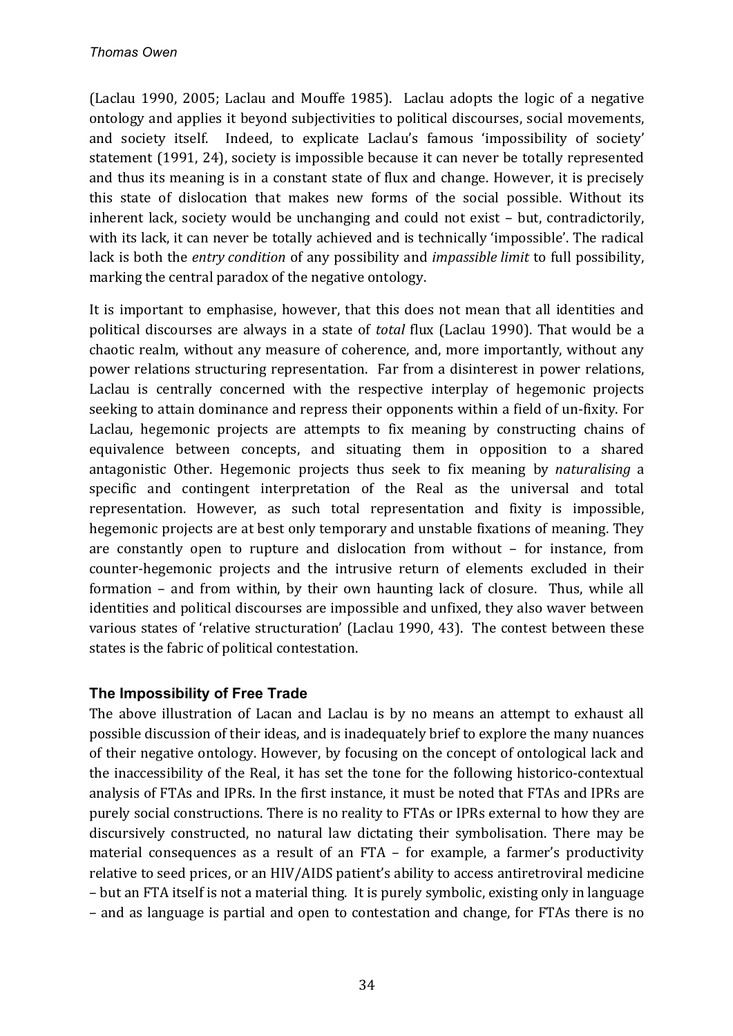(Laclau 1990, 2005; Laclau and Mouffe 1985). Laclau adopts the logic of a negative ontology and applies it beyond subjectivities to political discourses, social movements, and society itself. Indeed, to explicate Laclau's famous 'impossibility of society' statement (1991, 24), society is impossible because it can never be totally represented and thus its meaning is in a constant state of flux and change. However, it is precisely this state of dislocation that makes new forms of the social possible. Without its inherent lack, society would be unchanging and could not exist – but, contradictorily, with its lack, it can never be totally achieved and is technically 'impossible'. The radical lack is both the *entry condition* of any possibility and *impassible limit* to full possibility, marking the central paradox of the negative ontology.

It is important to emphasise, however, that this does not mean that all identities and political discourses are always in a state of *total* flux (Laclau 1990). That would be a chaotic realm, without any measure of coherence, and, more importantly, without any power relations structuring representation. Far from a disinterest in power relations, Laclau is centrally concerned with the respective interplay of hegemonic projects seeking to attain dominance and repress their opponents within a field of un-fixity. For Laclau, hegemonic projects are attempts to fix meaning by constructing chains of equivalence between concepts, and situating them in opposition to a shared antagonistic Other. Hegemonic projects thus seek to fix meaning by *naturalising* a specific and contingent interpretation of the Real as the universal and total representation. However, as such total representation and fixity is impossible, hegemonic projects are at best only temporary and unstable fixations of meaning. They are constantly open to rupture and dislocation from without – for instance, from counter-hegemonic projects and the intrusive return of elements excluded in their formation – and from within, by their own haunting lack of closure. Thus, while all identities and political discourses are impossible and unfixed, they also waver between various states of 'relative structuration' (Laclau 1990, 43). The contest between these states is the fabric of political contestation.

### The Impossibility of Free Trade

The above illustration of Lacan and Laclau is by no means an attempt to exhaust all possible discussion of their ideas, and is inadequately brief to explore the many nuances of their negative ontology. However, by focusing on the concept of ontological lack and the inaccessibility of the Real, it has set the tone for the following historico-contextual analysis of FTAs and IPRs. In the first instance, it must be noted that FTAs and IPRs are purely social constructions. There is no reality to FTAs or IPRs external to how they are discursively constructed, no natural law dictating their symbolisation. There may be material consequences as a result of an FTA – for example, a farmer's productivity relative to seed prices, or an HIV/AIDS patient's ability to access antiretroviral medicine – but an FTA itself is not a material thing. It is purely symbolic, existing only in language – and as language is partial and open to contestation and change, for FTAs there is no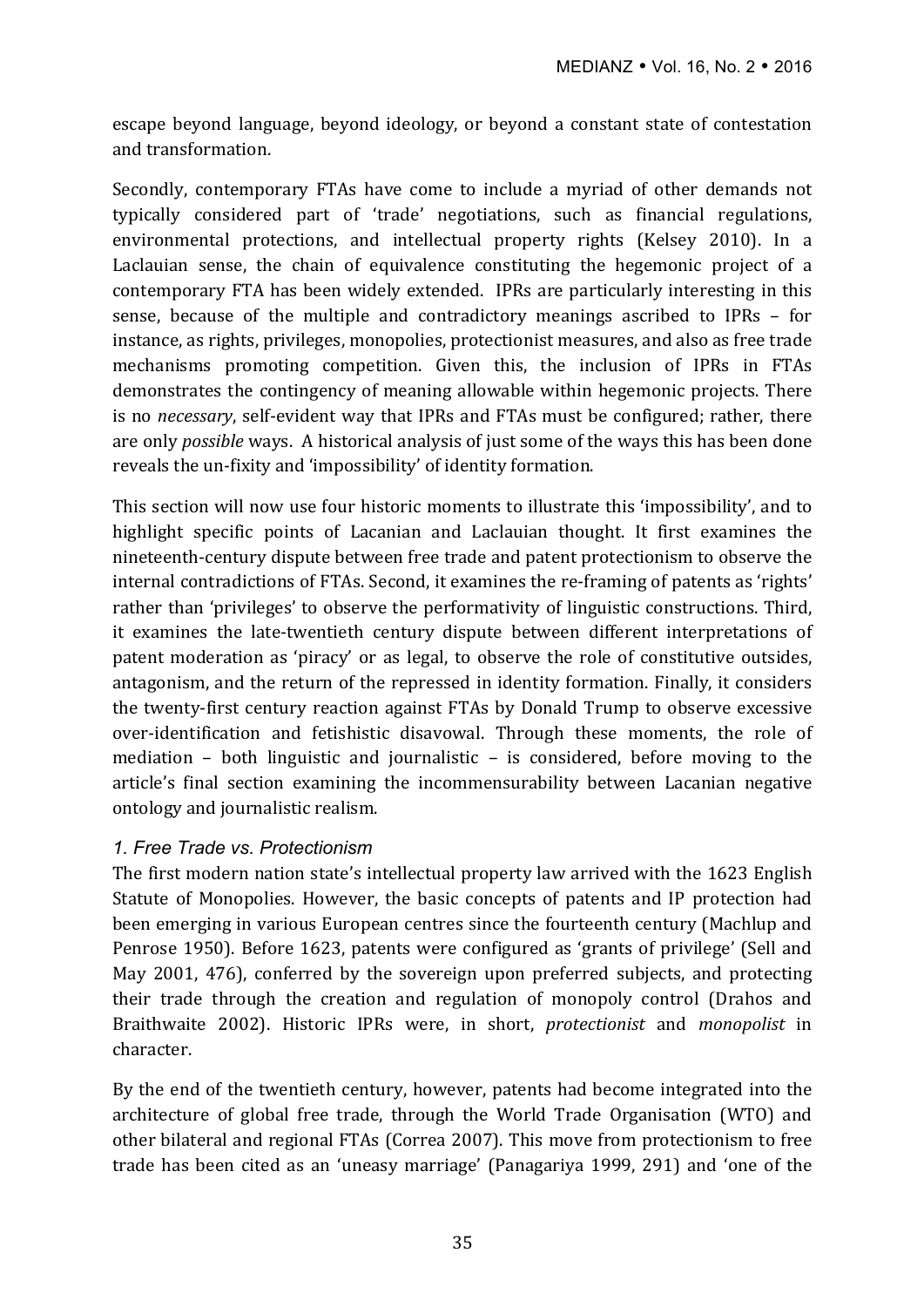escape beyond language, beyond ideology, or beyond a constant state of contestation and transformation.

Secondly, contemporary FTAs have come to include a myriad of other demands not typically considered part of 'trade' negotiations, such as financial regulations, environmental protections, and intellectual property rights (Kelsey 2010). In a Laclauian sense, the chain of equivalence constituting the hegemonic project of a contemporary FTA has been widely extended. IPRs are particularly interesting in this sense, because of the multiple and contradictory meanings ascribed to IPRs – for instance, as rights, privileges, monopolies, protectionist measures, and also as free trade mechanisms promoting competition. Given this, the inclusion of IPRs in FTAs demonstrates the contingency of meaning allowable within hegemonic projects. There is no *necessary*, self-evident way that IPRs and FTAs must be configured; rather, there are only *possible* ways. A historical analysis of just some of the ways this has been done reveals the un-fixity and 'impossibility' of identity formation.

This section will now use four historic moments to illustrate this 'impossibility', and to highlight specific points of Lacanian and Laclauian thought. It first examines the nineteenth-century dispute between free trade and patent protectionism to observe the internal contradictions of FTAs. Second, it examines the re-framing of patents as 'rights' rather than 'privileges' to observe the performativity of linguistic constructions. Third, it examines the late-twentieth century dispute between different interpretations of patent moderation as 'piracy' or as legal, to observe the role of constitutive outsides, antagonism, and the return of the repressed in identity formation. Finally, it considers the twenty-first century reaction against FTAs by Donald Trump to observe excessive over-identification and fetishistic disavowal. Through these moments, the role of mediation – both linguistic and journalistic – is considered, before moving to the article's final section examining the incommensurability between Lacanian negative ontology and journalistic realism.

### *1. Free Trade vs. Protectionism*

The first modern nation state's intellectual property law arrived with the 1623 English Statute of Monopolies. However, the basic concepts of patents and IP protection had been emerging in various European centres since the fourteenth century (Machlup and Penrose 1950). Before 1623, patents were configured as 'grants of privilege' (Sell and May 2001, 476), conferred by the sovereign upon preferred subjects, and protecting their trade through the creation and regulation of monopoly control (Drahos and Braithwaite 2002). Historic IPRs were, in short, *protectionist* and *monopolist* in character.

By the end of the twentieth century, however, patents had become integrated into the architecture of global free trade, through the World Trade Organisation (WTO) and other bilateral and regional FTAs (Correa 2007). This move from protectionism to free trade has been cited as an 'uneasy marriage' (Panagariya 1999, 291) and 'one of the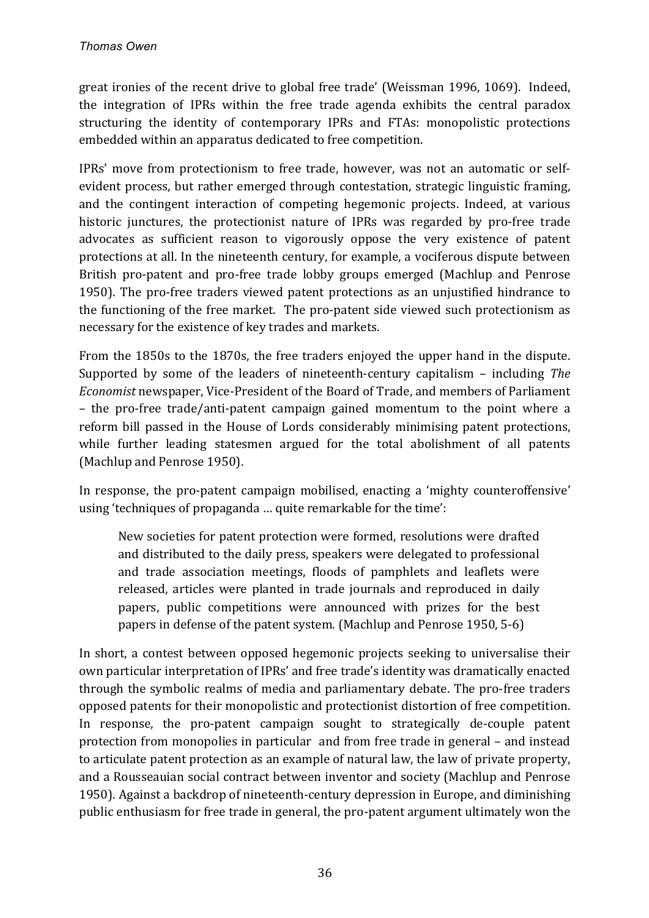great ironies of the recent drive to global free trade' (Weissman 1996, 1069). Indeed, the integration of IPRs within the free trade agenda exhibits the central paradox structuring the identity of contemporary IPRs and FTAs: monopolistic protections embedded within an apparatus dedicated to free competition.

IPRs' move from protectionism to free trade, however, was not an automatic or self-evident process, but rather emerged through contestation, strategic linguistic framing, and the contingent interaction of competing hegemonic projects. Indeed, at various historic junctures, the protectionist nature of IPRs was regarded by pro-free trade advocates as sufficient reason to vigorously oppose the very existence of patent protections at all. In the nineteenth century, for example, a vociferous dispute between British pro-patent and pro-free trade lobby groups emerged (Machlup and Penrose 1950). The pro-free traders viewed patent protections as an unjustified hindrance to the functioning of the free market. The pro-patent side viewed such protectionism as necessary for the existence of key trades and markets.

From the 1850s to the 1870s, the free traders enjoyed the upper hand in the dispute. Supported by some of the leaders of nineteenth-century capitalism – including *The Economist* newspaper, Vice-President of the Board of Trade, and members of Parliament – the pro-free trade/anti-patent campaign gained momentum to the point where a reform bill passed in the House of Lords considerably minimising patent protections, while further leading statesmen argued for the total abolishment of all patents (Machlup and Penrose 1950).

In response, the pro-patent campaign mobilised, enacting a 'mighty counteroffensive' using 'techniques of propaganda … quite remarkable for the time':

> New societies for patent protection were formed, resolutions were drafted and distributed to the daily press, speakers were delegated to professional and trade association meetings, floods of pamphlets and leaflets were released, articles were planted in trade journals and reproduced in daily papers, public competitions were announced with prizes for the best papers in defense of the patent system. (Machlup and Penrose 1950, 5-6)

In short, a contest between opposed hegemonic projects seeking to universalise their own particular interpretation of IPRs' and free trade's identity was dramatically enacted through the symbolic realms of media and parliamentary debate. The pro-free traders opposed patents for their monopolistic and protectionist distortion of free competition. In response, the pro-patent campaign sought to strategically de-couple patent protection from monopolies in particular and from free trade in general – and instead to articulate patent protection as an example of natural law, the law of private property, and a Rousseauian social contract between inventor and society (Machlup and Penrose 1950). Against a backdrop of nineteenth-century depression in Europe, and diminishing public enthusiasm for free trade in general, the pro-patent argument ultimately won the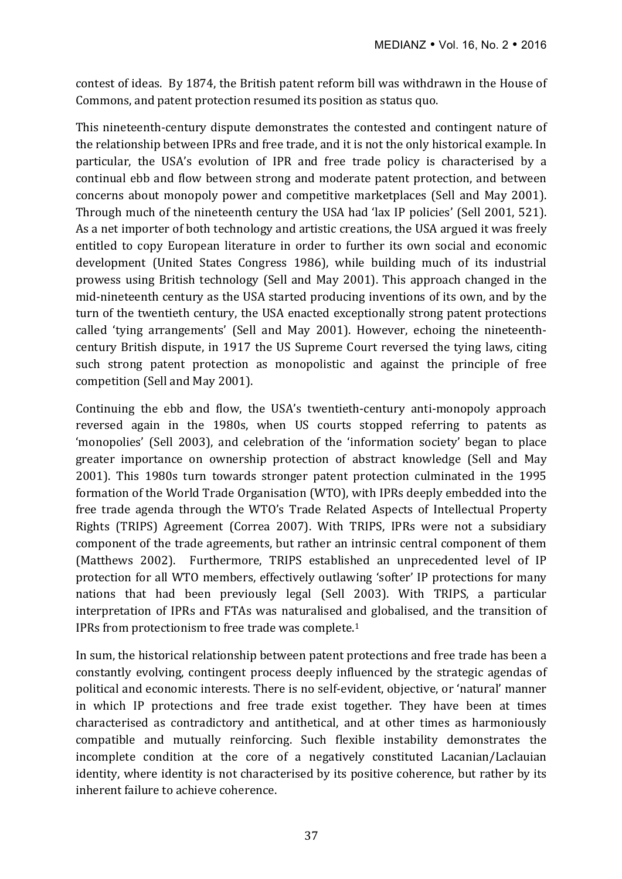contest of ideas. By 1874, the British patent reform bill was withdrawn in the House of Commons, and patent protection resumed its position as status quo.

This nineteenth-century dispute demonstrates the contested and contingent nature of the relationship between IPRs and free trade, and it is not the only historical example. In particular, the USA's evolution of IPR and free trade policy is characterised by a continual ebb and flow between strong and moderate patent protection, and between concerns about monopoly power and competitive marketplaces (Sell and May 2001). Through much of the nineteenth century the USA had 'lax IP policies' (Sell 2001, 521). As a net importer of both technology and artistic creations, the USA argued it was freely entitled to copy European literature in order to further its own social and economic development (United States Congress 1986), while building much of its industrial prowess using British technology (Sell and May 2001). This approach changed in the mid-nineteenth century as the USA started producing inventions of its own, and by the turn of the twentieth century, the USA enacted exceptionally strong patent protections called 'tying arrangements' (Sell and May 2001). However, echoing the nineteenth-century British dispute, in 1917 the US Supreme Court reversed the tying laws, citing such strong patent protection as monopolistic and against the principle of free competition (Sell and May 2001).

Continuing the ebb and flow, the USA's twentieth-century anti-monopoly approach reversed again in the 1980s, when US courts stopped referring to patents as 'monopolies' (Sell 2003), and celebration of the 'information society' began to place greater importance on ownership protection of abstract knowledge (Sell and May 2001). This 1980s turn towards stronger patent protection culminated in the 1995 formation of the World Trade Organisation (WTO), with IPRs deeply embedded into the free trade agenda through the WTO's Trade Related Aspects of Intellectual Property Rights (TRIPS) Agreement (Correa 2007). With TRIPS, IPRs were not a subsidiary component of the trade agreements, but rather an intrinsic central component of them (Matthews 2002). Furthermore, TRIPS established an unprecedented level of IP protection for all WTO members, effectively outlawing 'softer' IP protections for many nations that had been previously legal (Sell 2003). With TRIPS, a particular interpretation of IPRs and FTAs was naturalised and globalised, and the transition of IPRs from protectionism to free trade was complete.[1]

In sum, the historical relationship between patent protections and free trade has been a constantly evolving, contingent process deeply influenced by the strategic agendas of political and economic interests. There is no self-evident, objective, or 'natural' manner in which IP protections and free trade exist together. They have been at times characterised as contradictory and antithetical, and at other times as harmoniously compatible and mutually reinforcing. Such flexible instability demonstrates the incomplete condition at the core of a negatively constituted Lacanian/Laclauian identity, where identity is not characterised by its positive coherence, but rather by its inherent failure to achieve coherence.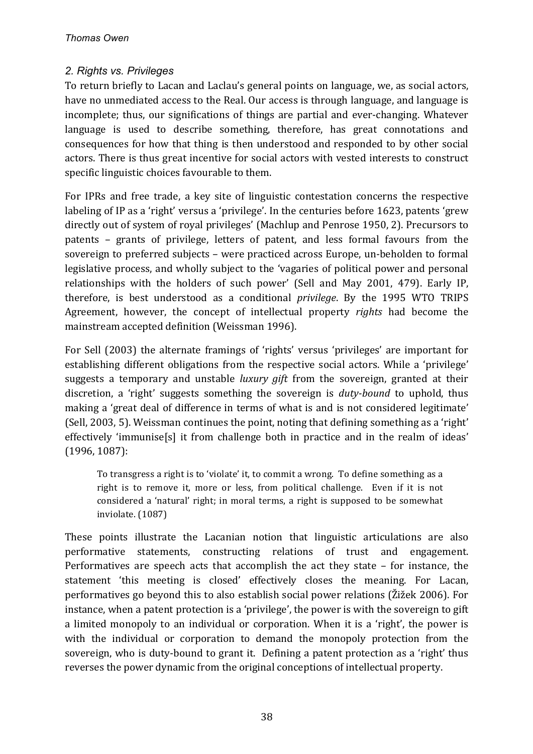## 2. Rights vs. Privileges

To return briefly to Lacan and Laclau's general points on language, we, as social actors, have no unmediated access to the Real. Our access is through language, and language is incomplete; thus, our significations of things are partial and ever-changing. Whatever language is used to describe something, therefore, has great connotations and consequences for how that thing is then understood and responded to by other social actors. There is thus great incentive for social actors with vested interests to construct specific linguistic choices favourable to them.

For IPRs and free trade, a key site of linguistic contestation concerns the respective labeling of IP as a 'right' versus a 'privilege'. In the centuries before 1623, patents 'grew directly out of system of royal privileges' (Machlup and Penrose 1950, 2). Precursors to patents – grants of privilege, letters of patent, and less formal favours from the sovereign to preferred subjects – were practiced across Europe, un-beholden to formal legislative process, and wholly subject to the 'vagaries of political power and personal relationships with the holders of such power' (Sell and May 2001, 479). Early IP, therefore, is best understood as a conditional *privilege*. By the 1995 WTO TRIPS Agreement, however, the concept of intellectual property *rights* had become the mainstream accepted definition (Weissman 1996).

For Sell (2003) the alternate framings of 'rights' versus 'privileges' are important for establishing different obligations from the respective social actors. While a 'privilege' suggests a temporary and unstable *luxury gift* from the sovereign, granted at their discretion, a 'right' suggests something the sovereign is *duty-bound* to uphold, thus making a 'great deal of difference in terms of what is and is not considered legitimate' (Sell, 2003, 5). Weissman continues the point, noting that defining something as a 'right' effectively 'immunise[s] it from challenge both in practice and in the realm of ideas' (1996, 1087):

> To transgress a right is to 'violate' it, to commit a wrong. To define something as a right is to remove it, more or less, from political challenge. Even if it is not considered a 'natural' right; in moral terms, a right is supposed to be somewhat inviolate. (1087)

These points illustrate the Lacanian notion that linguistic articulations are also performative statements, constructing relations of trust and engagement. Performatives are speech acts that accomplish the act they state – for instance, the statement 'this meeting is closed' effectively closes the meaning. For Lacan, performatives go beyond this to also establish social power relations (Žižek 2006). For instance, when a patent protection is a 'privilege', the power is with the sovereign to gift a limited monopoly to an individual or corporation. When it is a 'right', the power is with the individual or corporation to demand the monopoly protection from the sovereign, who is duty-bound to grant it. Defining a patent protection as a 'right' thus reverses the power dynamic from the original conceptions of intellectual property.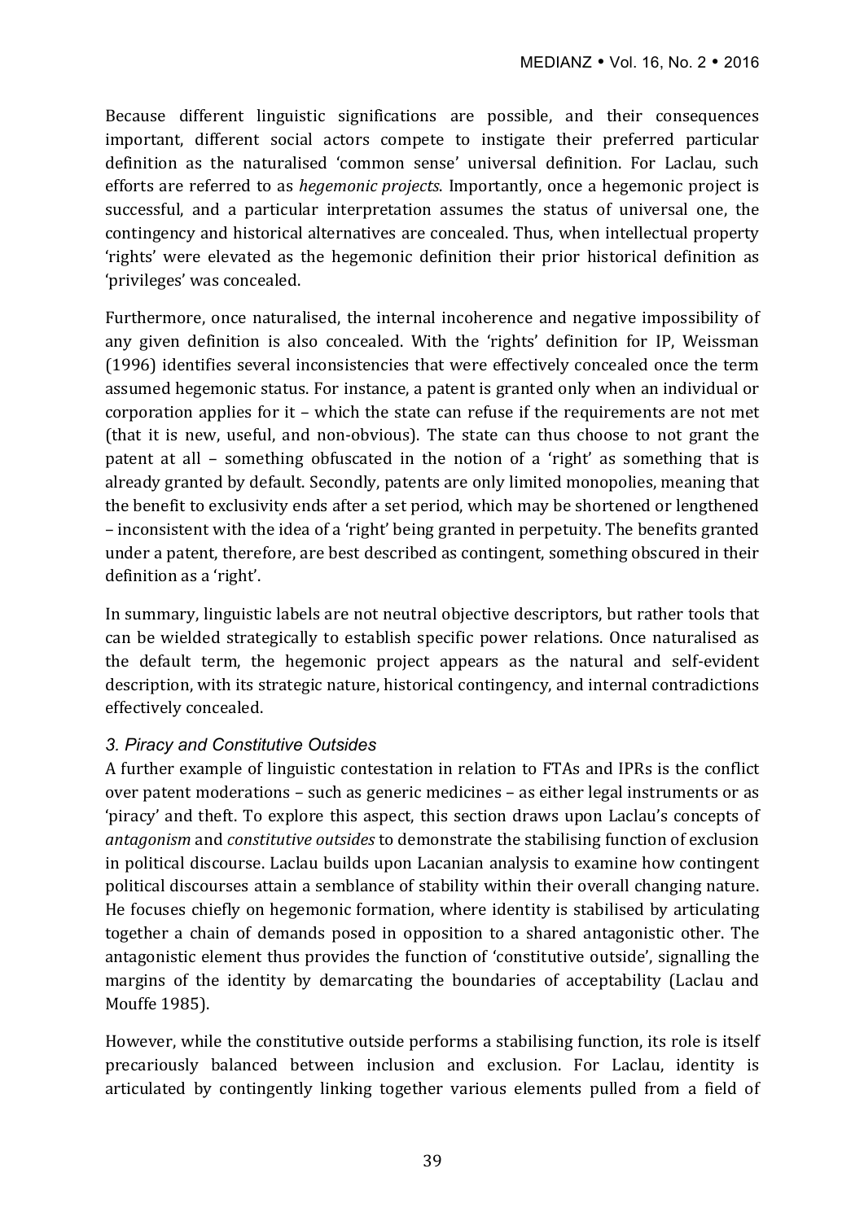Because different linguistic significations are possible, and their consequences important, different social actors compete to instigate their preferred particular definition as the naturalised 'common sense' universal definition. For Laclau, such efforts are referred to as *hegemonic projects*. Importantly, once a hegemonic project is successful, and a particular interpretation assumes the status of universal one, the contingency and historical alternatives are concealed. Thus, when intellectual property 'rights' were elevated as the hegemonic definition their prior historical definition as 'privileges' was concealed.

Furthermore, once naturalised, the internal incoherence and negative impossibility of any given definition is also concealed. With the 'rights' definition for IP, Weissman (1996) identifies several inconsistencies that were effectively concealed once the term assumed hegemonic status. For instance, a patent is granted only when an individual or corporation applies for it – which the state can refuse if the requirements are not met (that it is new, useful, and non-obvious). The state can thus choose to not grant the patent at all – something obfuscated in the notion of a 'right' as something that is already granted by default. Secondly, patents are only limited monopolies, meaning that the benefit to exclusivity ends after a set period, which may be shortened or lengthened – inconsistent with the idea of a 'right' being granted in perpetuity. The benefits granted under a patent, therefore, are best described as contingent, something obscured in their definition as a 'right'.

In summary, linguistic labels are not neutral objective descriptors, but rather tools that can be wielded strategically to establish specific power relations. Once naturalised as the default term, the hegemonic project appears as the natural and self-evident description, with its strategic nature, historical contingency, and internal contradictions effectively concealed.

### *3. Piracy and Constitutive Outsides*

A further example of linguistic contestation in relation to FTAs and IPRs is the conflict over patent moderations – such as generic medicines – as either legal instruments or as 'piracy' and theft. To explore this aspect, this section draws upon Laclau's concepts of *antagonism* and *constitutive outsides* to demonstrate the stabilising function of exclusion in political discourse. Laclau builds upon Lacanian analysis to examine how contingent political discourses attain a semblance of stability within their overall changing nature. He focuses chiefly on hegemonic formation, where identity is stabilised by articulating together a chain of demands posed in opposition to a shared antagonistic other. The antagonistic element thus provides the function of 'constitutive outside', signalling the margins of the identity by demarcating the boundaries of acceptability (Laclau and Mouffe 1985).

However, while the constitutive outside performs a stabilising function, its role is itself precariously balanced between inclusion and exclusion. For Laclau, identity is articulated by contingently linking together various elements pulled from a field of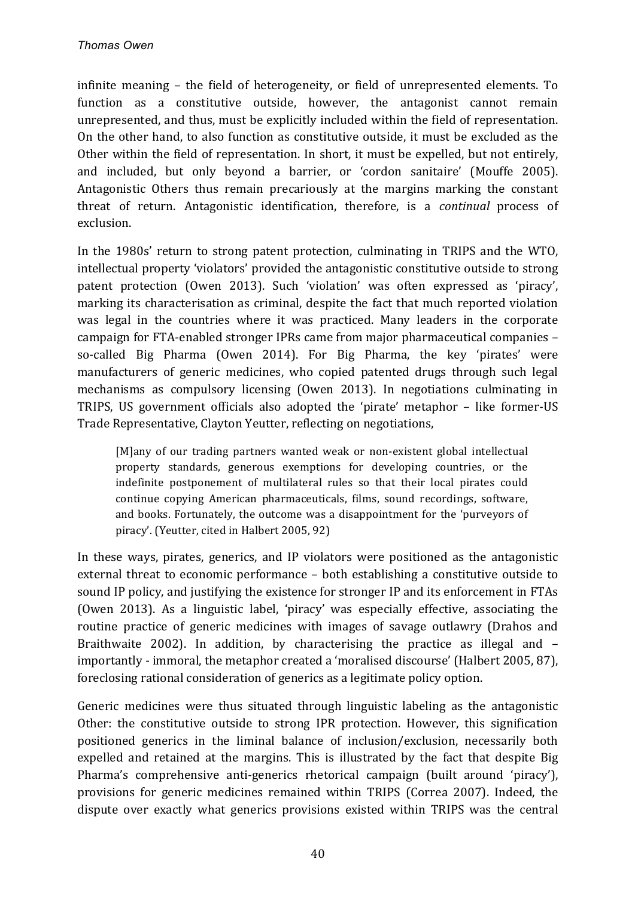infinite meaning – the field of heterogeneity, or field of unrepresented elements. To function as a constitutive outside, however, the antagonist cannot remain unrepresented, and thus, must be explicitly included within the field of representation. On the other hand, to also function as constitutive outside, it must be excluded as the Other within the field of representation. In short, it must be expelled, but not entirely, and included, but only beyond a barrier, or 'cordon sanitaire' (Mouffe 2005). Antagonistic Others thus remain precariously at the margins marking the constant threat of return. Antagonistic identification, therefore, is a *continual* process of exclusion.

In the 1980s' return to strong patent protection, culminating in TRIPS and the WTO, intellectual property 'violators' provided the antagonistic constitutive outside to strong patent protection (Owen 2013). Such 'violation' was often expressed as 'piracy', marking its characterisation as criminal, despite the fact that much reported violation was legal in the countries where it was practiced. Many leaders in the corporate campaign for FTA-enabled stronger IPRs came from major pharmaceutical companies – so-called Big Pharma (Owen 2014). For Big Pharma, the key 'pirates' were manufacturers of generic medicines, who copied patented drugs through such legal mechanisms as compulsory licensing (Owen 2013). In negotiations culminating in TRIPS, US government officials also adopted the 'pirate' metaphor – like former-US Trade Representative, Clayton Yeutter, reflecting on negotiations,

> [M]any of our trading partners wanted weak or non-existent global intellectual property standards, generous exemptions for developing countries, or the indefinite postponement of multilateral rules so that their local pirates could continue copying American pharmaceuticals, films, sound recordings, software, and books. Fortunately, the outcome was a disappointment for the 'purveyors of piracy'. (Yeutter, cited in Halbert 2005, 92)

In these ways, pirates, generics, and IP violators were positioned as the antagonistic external threat to economic performance – both establishing a constitutive outside to sound IP policy, and justifying the existence for stronger IP and its enforcement in FTAs (Owen 2013). As a linguistic label, 'piracy' was especially effective, associating the routine practice of generic medicines with images of savage outlawry (Drahos and Braithwaite 2002). In addition, by characterising the practice as illegal and – importantly - immoral, the metaphor created a 'moralised discourse' (Halbert 2005, 87), foreclosing rational consideration of generics as a legitimate policy option.

Generic medicines were thus situated through linguistic labeling as the antagonistic Other: the constitutive outside to strong IPR protection. However, this signification positioned generics in the liminal balance of inclusion/exclusion, necessarily both expelled and retained at the margins. This is illustrated by the fact that despite Big Pharma's comprehensive anti-generics rhetorical campaign (built around 'piracy'), provisions for generic medicines remained within TRIPS (Correa 2007). Indeed, the dispute over exactly what generics provisions existed within TRIPS was the central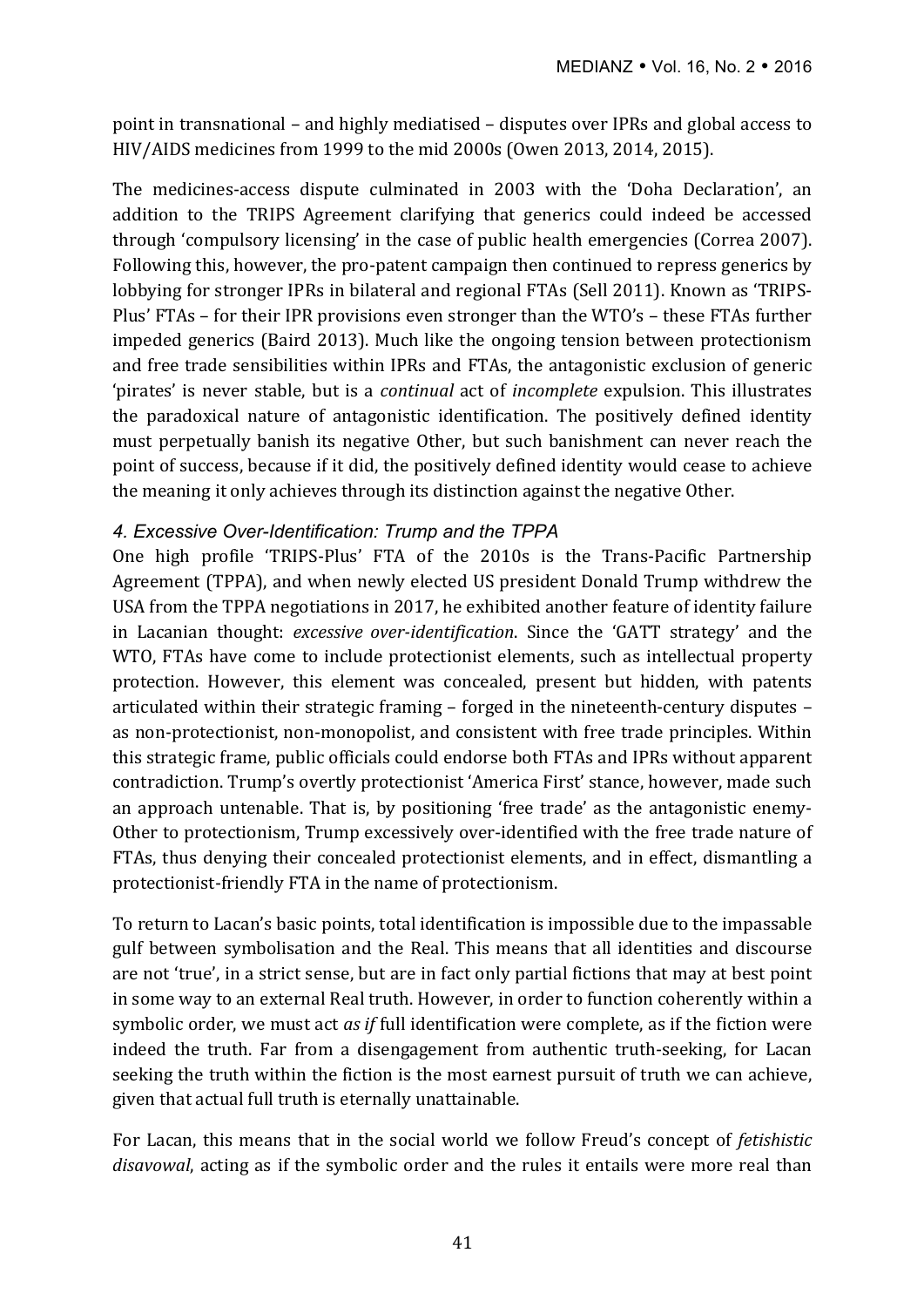point in transnational – and highly mediatised – disputes over IPRs and global access to HIV/AIDS medicines from 1999 to the mid 2000s (Owen 2013, 2014, 2015).

The medicines-access dispute culminated in 2003 with the 'Doha Declaration', an addition to the TRIPS Agreement clarifying that generics could indeed be accessed through 'compulsory licensing' in the case of public health emergencies (Correa 2007). Following this, however, the pro-patent campaign then continued to repress generics by lobbying for stronger IPRs in bilateral and regional FTAs (Sell 2011). Known as 'TRIPS-Plus' FTAs – for their IPR provisions even stronger than the WTO's – these FTAs further impeded generics (Baird 2013). Much like the ongoing tension between protectionism and free trade sensibilities within IPRs and FTAs, the antagonistic exclusion of generic 'pirates' is never stable, but is a *continual* act of *incomplete* expulsion. This illustrates the paradoxical nature of antagonistic identification. The positively defined identity must perpetually banish its negative Other, but such banishment can never reach the point of success, because if it did, the positively defined identity would cease to achieve the meaning it only achieves through its distinction against the negative Other.

### *4. Excessive Over-Identification: Trump and the TPPA*

One high profile 'TRIPS-Plus' FTA of the 2010s is the Trans-Pacific Partnership Agreement (TPPA), and when newly elected US president Donald Trump withdrew the USA from the TPPA negotiations in 2017, he exhibited another feature of identity failure in Lacanian thought: *excessive over-identification*. Since the 'GATT strategy' and the WTO, FTAs have come to include protectionist elements, such as intellectual property protection. However, this element was concealed, present but hidden, with patents articulated within their strategic framing – forged in the nineteenth-century disputes – as non-protectionist, non-monopolist, and consistent with free trade principles. Within this strategic frame, public officials could endorse both FTAs and IPRs without apparent contradiction. Trump's overtly protectionist 'America First' stance, however, made such an approach untenable. That is, by positioning 'free trade' as the antagonistic enemy-Other to protectionism, Trump excessively over-identified with the free trade nature of FTAs, thus denying their concealed protectionist elements, and in effect, dismantling a protectionist-friendly FTA in the name of protectionism.

To return to Lacan's basic points, total identification is impossible due to the impassable gulf between symbolisation and the Real. This means that all identities and discourse are not 'true', in a strict sense, but are in fact only partial fictions that may at best point in some way to an external Real truth. However, in order to function coherently within a symbolic order, we must act *as if* full identification were complete, as if the fiction were indeed the truth. Far from a disengagement from authentic truth-seeking, for Lacan seeking the truth within the fiction is the most earnest pursuit of truth we can achieve, given that actual full truth is eternally unattainable.

For Lacan, this means that in the social world we follow Freud's concept of *fetishistic disavowal*, acting as if the symbolic order and the rules it entails were more real than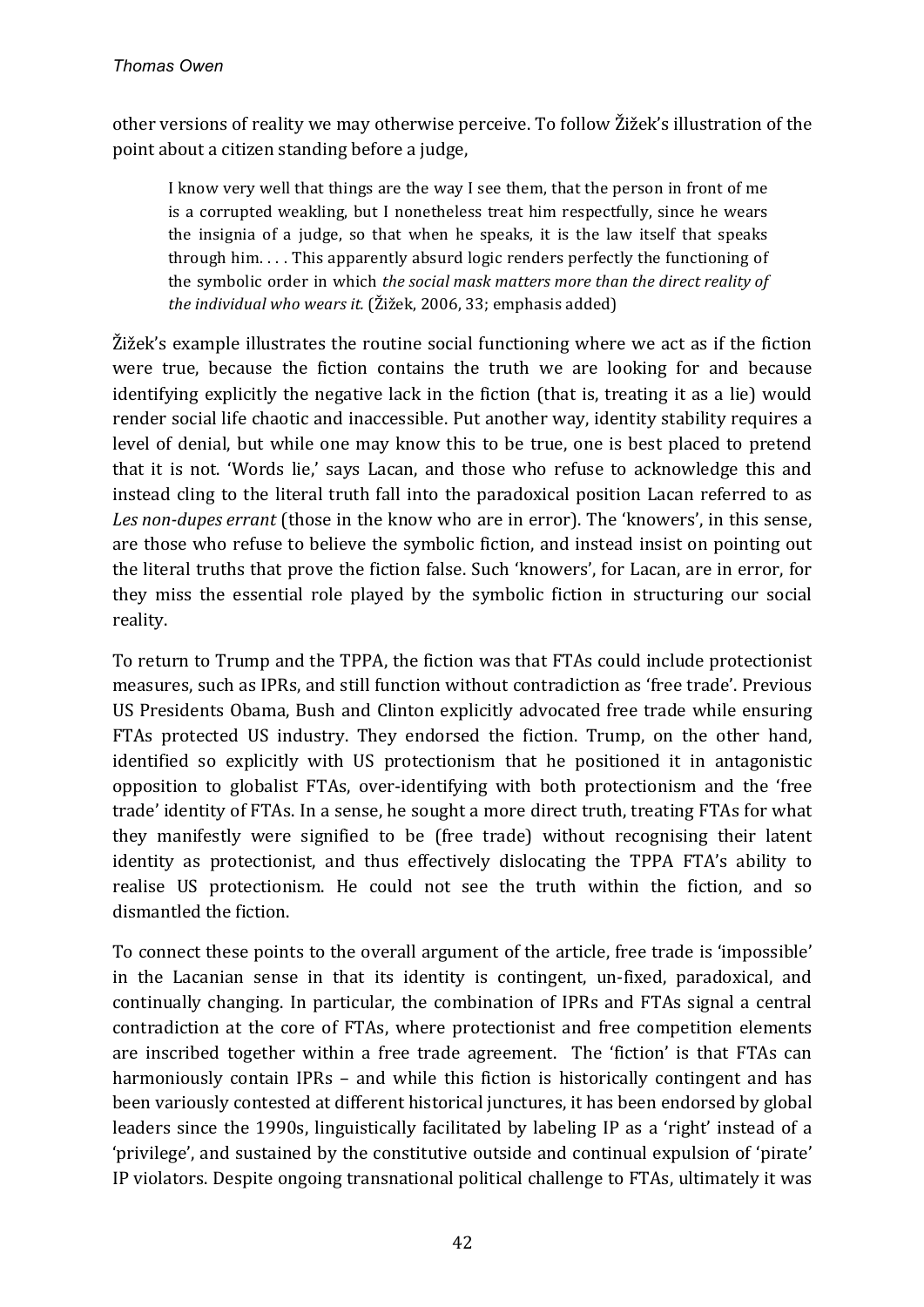other versions of reality we may otherwise perceive. To follow Žižek's illustration of the point about a citizen standing before a judge,

> I know very well that things are the way I see them, that the person in front of me is a corrupted weakling, but I nonetheless treat him respectfully, since he wears the insignia of a judge, so that when he speaks, it is the law itself that speaks through him. . . . This apparently absurd logic renders perfectly the functioning of the symbolic order in which *the social mask matters more than the direct reality of the individual who wears it.* (Žižek, 2006, 33; emphasis added)

Žižek's example illustrates the routine social functioning where we act as if the fiction were true, because the fiction contains the truth we are looking for and because identifying explicitly the negative lack in the fiction (that is, treating it as a lie) would render social life chaotic and inaccessible. Put another way, identity stability requires a level of denial, but while one may know this to be true, one is best placed to pretend that it is not. 'Words lie,' says Lacan, and those who refuse to acknowledge this and instead cling to the literal truth fall into the paradoxical position Lacan referred to as *Les non-dupes errant* (those in the know who are in error). The 'knowers', in this sense, are those who refuse to believe the symbolic fiction, and instead insist on pointing out the literal truths that prove the fiction false. Such 'knowers', for Lacan, are in error, for they miss the essential role played by the symbolic fiction in structuring our social reality.

To return to Trump and the TPPA, the fiction was that FTAs could include protectionist measures, such as IPRs, and still function without contradiction as 'free trade'. Previous US Presidents Obama, Bush and Clinton explicitly advocated free trade while ensuring FTAs protected US industry. They endorsed the fiction. Trump, on the other hand, identified so explicitly with US protectionism that he positioned it in antagonistic opposition to globalist FTAs, over-identifying with both protectionism and the 'free trade' identity of FTAs. In a sense, he sought a more direct truth, treating FTAs for what they manifestly were signified to be (free trade) without recognising their latent identity as protectionist, and thus effectively dislocating the TPPA FTA's ability to realise US protectionism. He could not see the truth within the fiction, and so dismantled the fiction.

To connect these points to the overall argument of the article, free trade is 'impossible' in the Lacanian sense in that its identity is contingent, un-fixed, paradoxical, and continually changing. In particular, the combination of IPRs and FTAs signal a central contradiction at the core of FTAs, where protectionist and free competition elements are inscribed together within a free trade agreement. The 'fiction' is that FTAs can harmoniously contain IPRs – and while this fiction is historically contingent and has been variously contested at different historical junctures, it has been endorsed by global leaders since the 1990s, linguistically facilitated by labeling IP as a 'right' instead of a 'privilege', and sustained by the constitutive outside and continual expulsion of 'pirate' IP violators. Despite ongoing transnational political challenge to FTAs, ultimately it was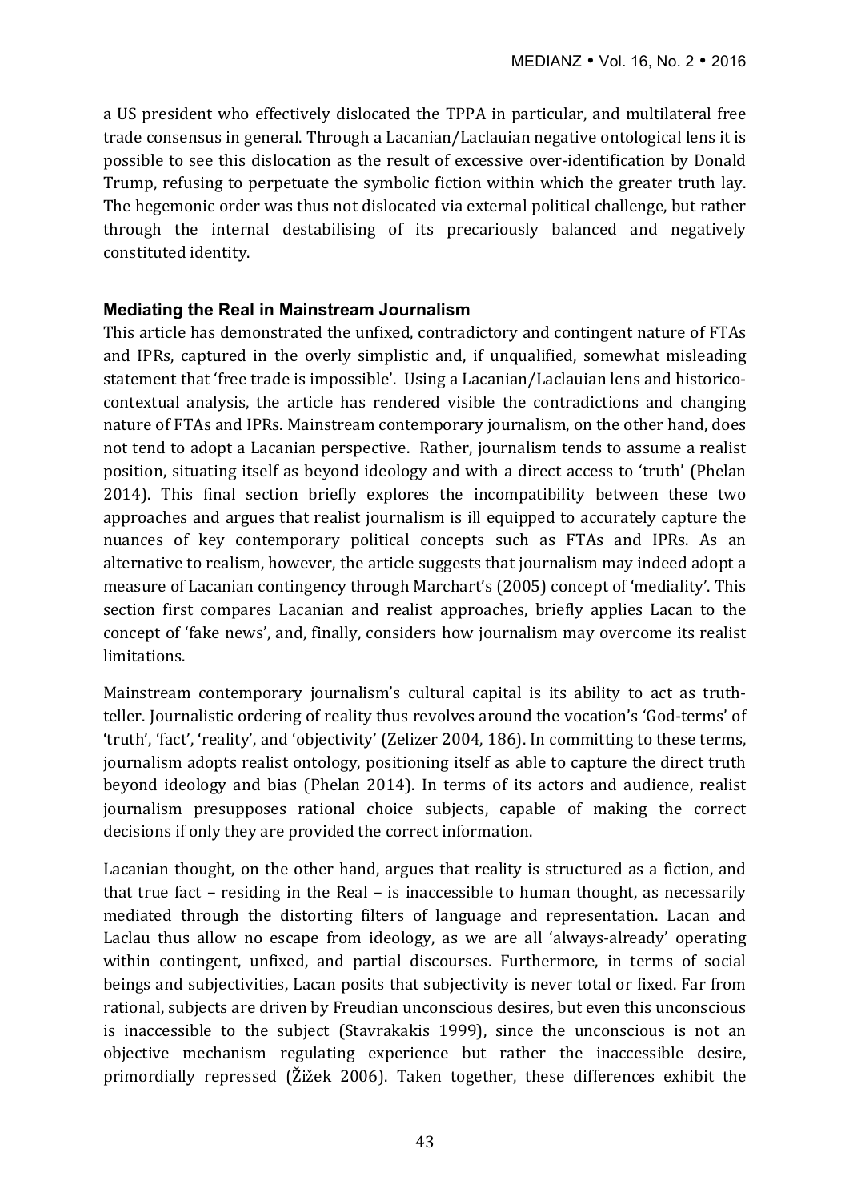a US president who effectively dislocated the TPPA in particular, and multilateral free trade consensus in general. Through a Lacanian/Laclauian negative ontological lens it is possible to see this dislocation as the result of excessive over-identification by Donald Trump, refusing to perpetuate the symbolic fiction within which the greater truth lay. The hegemonic order was thus not dislocated via external political challenge, but rather through the internal destabilising of its precariously balanced and negatively constituted identity.

### Mediating the Real in Mainstream Journalism

This article has demonstrated the unfixed, contradictory and contingent nature of FTAs and IPRs, captured in the overly simplistic and, if unqualified, somewhat misleading statement that 'free trade is impossible'. Using a Lacanian/Laclauian lens and historico-contextual analysis, the article has rendered visible the contradictions and changing nature of FTAs and IPRs. Mainstream contemporary journalism, on the other hand, does not tend to adopt a Lacanian perspective. Rather, journalism tends to assume a realist position, situating itself as beyond ideology and with a direct access to 'truth' (Phelan 2014). This final section briefly explores the incompatibility between these two approaches and argues that realist journalism is ill equipped to accurately capture the nuances of key contemporary political concepts such as FTAs and IPRs. As an alternative to realism, however, the article suggests that journalism may indeed adopt a measure of Lacanian contingency through Marchart's (2005) concept of 'mediality'. This section first compares Lacanian and realist approaches, briefly applies Lacan to the concept of 'fake news', and, finally, considers how journalism may overcome its realist limitations.

Mainstream contemporary journalism's cultural capital is its ability to act as truth-teller. Journalistic ordering of reality thus revolves around the vocation's 'God-terms' of 'truth', 'fact', 'reality', and 'objectivity' (Zelizer 2004, 186). In committing to these terms, journalism adopts realist ontology, positioning itself as able to capture the direct truth beyond ideology and bias (Phelan 2014). In terms of its actors and audience, realist journalism presupposes rational choice subjects, capable of making the correct decisions if only they are provided the correct information.

Lacanian thought, on the other hand, argues that reality is structured as a fiction, and that true fact – residing in the Real – is inaccessible to human thought, as necessarily mediated through the distorting filters of language and representation. Lacan and Laclau thus allow no escape from ideology, as we are all 'always-already' operating within contingent, unfixed, and partial discourses. Furthermore, in terms of social beings and subjectivities, Lacan posits that subjectivity is never total or fixed. Far from rational, subjects are driven by Freudian unconscious desires, but even this unconscious is inaccessible to the subject (Stavrakakis 1999), since the unconscious is not an objective mechanism regulating experience but rather the inaccessible desire, primordially repressed (Žižek 2006). Taken together, these differences exhibit the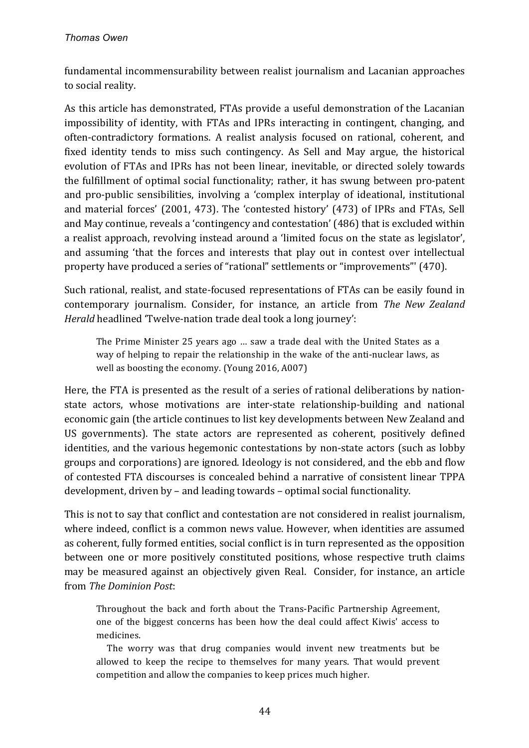fundamental incommensurability between realist journalism and Lacanian approaches to social reality.

As this article has demonstrated, FTAs provide a useful demonstration of the Lacanian impossibility of identity, with FTAs and IPRs interacting in contingent, changing, and often-contradictory formations. A realist analysis focused on rational, coherent, and fixed identity tends to miss such contingency. As Sell and May argue, the historical evolution of FTAs and IPRs has not been linear, inevitable, or directed solely towards the fulfillment of optimal social functionality; rather, it has swung between pro-patent and pro-public sensibilities, involving a 'complex interplay of ideational, institutional and material forces' (2001, 473). The 'contested history' (473) of IPRs and FTAs, Sell and May continue, reveals a 'contingency and contestation' (486) that is excluded within a realist approach, revolving instead around a 'limited focus on the state as legislator', and assuming 'that the forces and interests that play out in contest over intellectual property have produced a series of "rational" settlements or "improvements"' (470).

Such rational, realist, and state-focused representations of FTAs can be easily found in contemporary journalism. Consider, for instance, an article from *The New Zealand Herald* headlined 'Twelve-nation trade deal took a long journey':

> The Prime Minister 25 years ago … saw a trade deal with the United States as a way of helping to repair the relationship in the wake of the anti-nuclear laws, as well as boosting the economy. (Young 2016, A007)

Here, the FTA is presented as the result of a series of rational deliberations by nation-state actors, whose motivations are inter-state relationship-building and national economic gain (the article continues to list key developments between New Zealand and US governments). The state actors are represented as coherent, positively defined identities, and the various hegemonic contestations by non-state actors (such as lobby groups and corporations) are ignored. Ideology is not considered, and the ebb and flow of contested FTA discourses is concealed behind a narrative of consistent linear TPPA development, driven by – and leading towards – optimal social functionality.

This is not to say that conflict and contestation are not considered in realist journalism, where indeed, conflict is a common news value. However, when identities are assumed as coherent, fully formed entities, social conflict is in turn represented as the opposition between one or more positively constituted positions, whose respective truth claims may be measured against an objectively given Real. Consider, for instance, an article from *The Dominion Post*:

> Throughout the back and forth about the Trans-Pacific Partnership Agreement, one of the biggest concerns has been how the deal could affect Kiwis' access to medicines.
>
> The worry was that drug companies would invent new treatments but be allowed to keep the recipe to themselves for many years. That would prevent competition and allow the companies to keep prices much higher.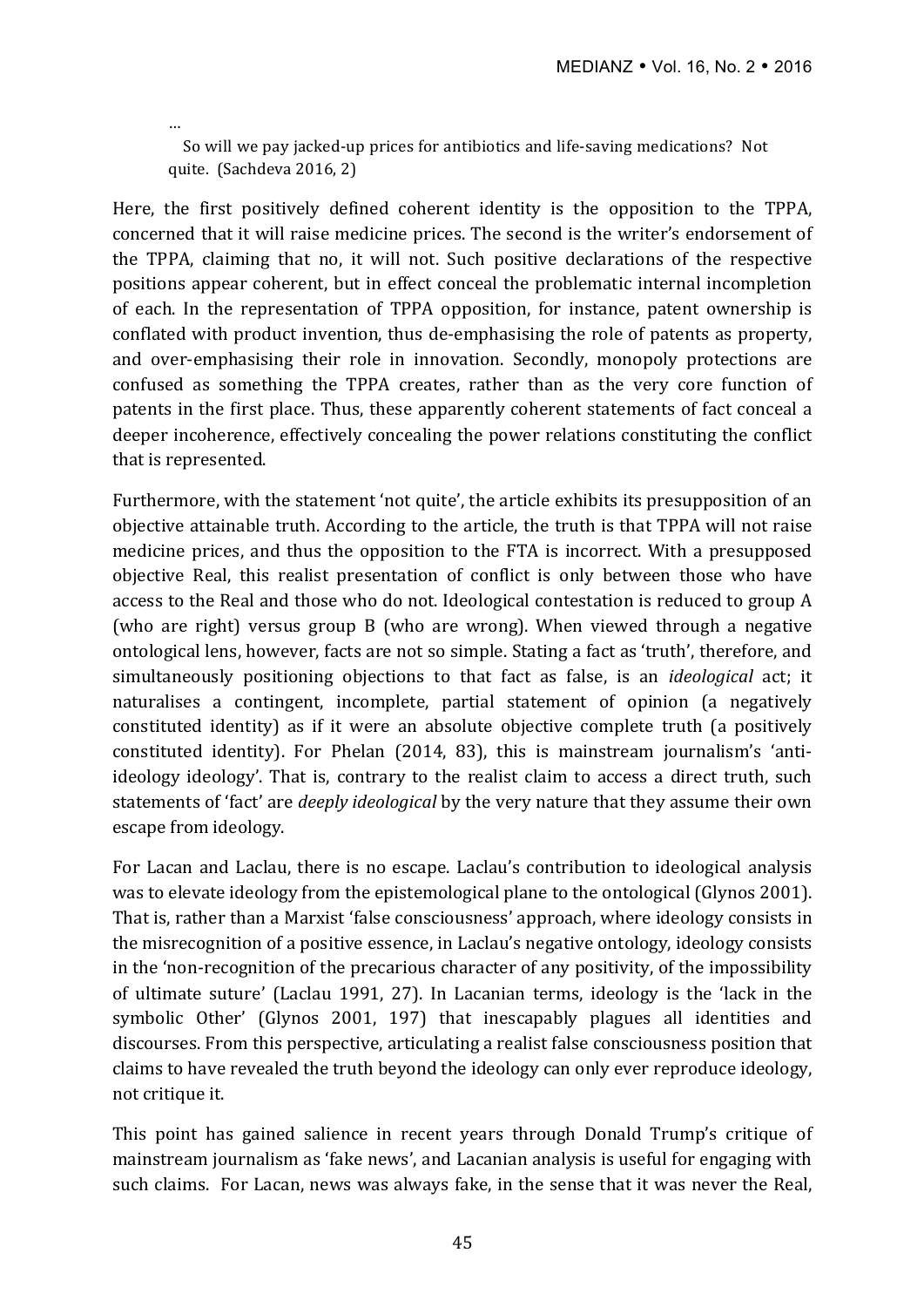> …
> So will we pay jacked-up prices for antibiotics and life-saving medications? Not quite. (Sachdeva 2016, 2)

Here, the first positively defined coherent identity is the opposition to the TPPA, concerned that it will raise medicine prices. The second is the writer's endorsement of the TPPA, claiming that no, it will not. Such positive declarations of the respective positions appear coherent, but in effect conceal the problematic internal incompletion of each. In the representation of TPPA opposition, for instance, patent ownership is conflated with product invention, thus de-emphasising the role of patents as property, and over-emphasising their role in innovation. Secondly, monopoly protections are confused as something the TPPA creates, rather than as the very core function of patents in the first place. Thus, these apparently coherent statements of fact conceal a deeper incoherence, effectively concealing the power relations constituting the conflict that is represented.

Furthermore, with the statement 'not quite', the article exhibits its presupposition of an objective attainable truth. According to the article, the truth is that TPPA will not raise medicine prices, and thus the opposition to the FTA is incorrect. With a presupposed objective Real, this realist presentation of conflict is only between those who have access to the Real and those who do not. Ideological contestation is reduced to group A (who are right) versus group B (who are wrong). When viewed through a negative ontological lens, however, facts are not so simple. Stating a fact as 'truth', therefore, and simultaneously positioning objections to that fact as false, is an *ideological* act; it naturalises a contingent, incomplete, partial statement of opinion (a negatively constituted identity) as if it were an absolute objective complete truth (a positively constituted identity). For Phelan (2014, 83), this is mainstream journalism's 'anti-ideology ideology'. That is, contrary to the realist claim to access a direct truth, such statements of 'fact' are *deeply ideological* by the very nature that they assume their own escape from ideology.

For Lacan and Laclau, there is no escape. Laclau's contribution to ideological analysis was to elevate ideology from the epistemological plane to the ontological (Glynos 2001). That is, rather than a Marxist 'false consciousness' approach, where ideology consists in the misrecognition of a positive essence, in Laclau's negative ontology, ideology consists in the 'non-recognition of the precarious character of any positivity, of the impossibility of ultimate suture' (Laclau 1991, 27). In Lacanian terms, ideology is the 'lack in the symbolic Other' (Glynos 2001, 197) that inescapably plagues all identities and discourses. From this perspective, articulating a realist false consciousness position that claims to have revealed the truth beyond the ideology can only ever reproduce ideology, not critique it.

This point has gained salience in recent years through Donald Trump's critique of mainstream journalism as 'fake news', and Lacanian analysis is useful for engaging with such claims. For Lacan, news was always fake, in the sense that it was never the Real,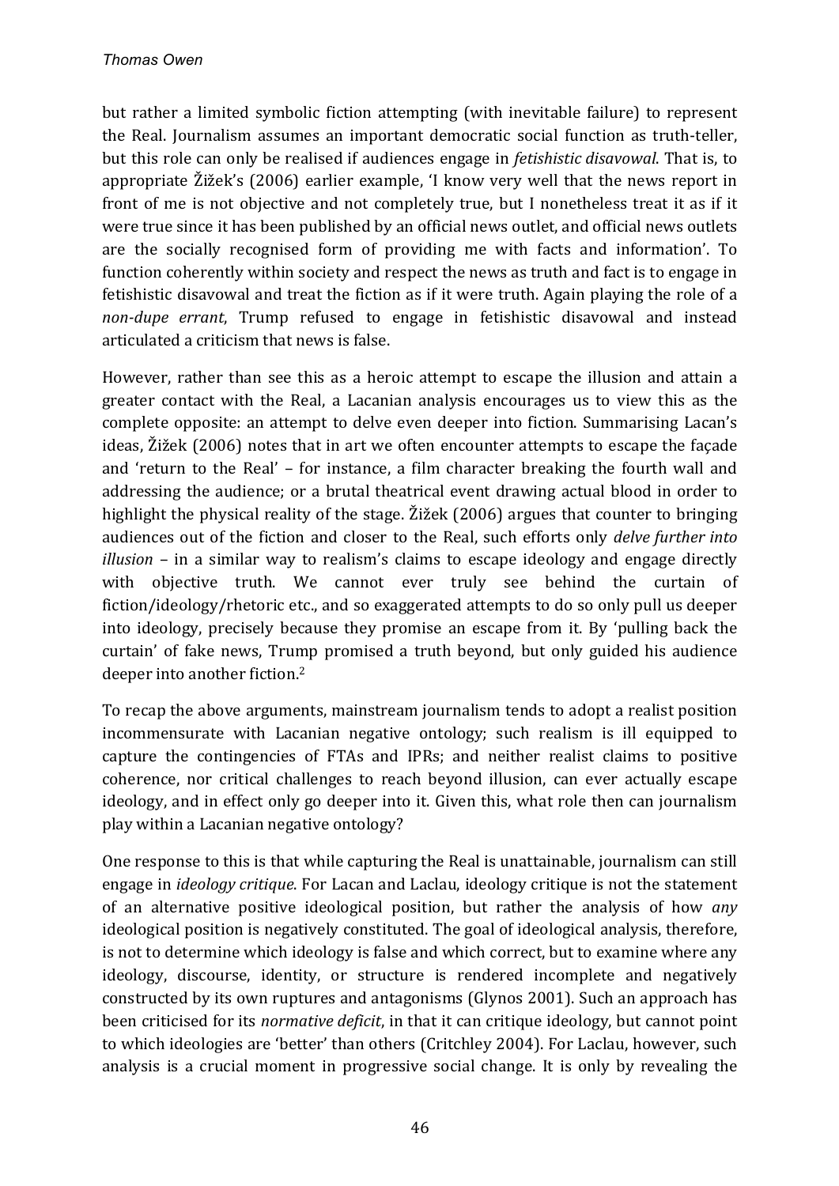but rather a limited symbolic fiction attempting (with inevitable failure) to represent the Real. Journalism assumes an important democratic social function as truth-teller, but this role can only be realised if audiences engage in *fetishistic disavowal*. That is, to appropriate Žižek's (2006) earlier example, 'I know very well that the news report in front of me is not objective and not completely true, but I nonetheless treat it as if it were true since it has been published by an official news outlet, and official news outlets are the socially recognised form of providing me with facts and information'. To function coherently within society and respect the news as truth and fact is to engage in fetishistic disavowal and treat the fiction as if it were truth. Again playing the role of a *non-dupe errant*, Trump refused to engage in fetishistic disavowal and instead articulated a criticism that news is false.

However, rather than see this as a heroic attempt to escape the illusion and attain a greater contact with the Real, a Lacanian analysis encourages us to view this as the complete opposite: an attempt to delve even deeper into fiction. Summarising Lacan's ideas, Žižek (2006) notes that in art we often encounter attempts to escape the façade and 'return to the Real' – for instance, a film character breaking the fourth wall and addressing the audience; or a brutal theatrical event drawing actual blood in order to highlight the physical reality of the stage. Žižek (2006) argues that counter to bringing audiences out of the fiction and closer to the Real, such efforts only *delve further into illusion* – in a similar way to realism's claims to escape ideology and engage directly with objective truth. We cannot ever truly see behind the curtain of fiction/ideology/rhetoric etc., and so exaggerated attempts to do so only pull us deeper into ideology, precisely because they promise an escape from it. By 'pulling back the curtain' of fake news, Trump promised a truth beyond, but only guided his audience deeper into another fiction.[2]

To recap the above arguments, mainstream journalism tends to adopt a realist position incommensurate with Lacanian negative ontology; such realism is ill equipped to capture the contingencies of FTAs and IPRs; and neither realist claims to positive coherence, nor critical challenges to reach beyond illusion, can ever actually escape ideology, and in effect only go deeper into it. Given this, what role then can journalism play within a Lacanian negative ontology?

One response to this is that while capturing the Real is unattainable, journalism can still engage in *ideology critique*. For Lacan and Laclau, ideology critique is not the statement of an alternative positive ideological position, but rather the analysis of how *any* ideological position is negatively constituted. The goal of ideological analysis, therefore, is not to determine which ideology is false and which correct, but to examine where any ideology, discourse, identity, or structure is rendered incomplete and negatively constructed by its own ruptures and antagonisms (Glynos 2001). Such an approach has been criticised for its *normative deficit*, in that it can critique ideology, but cannot point to which ideologies are 'better' than others (Critchley 2004). For Laclau, however, such analysis is a crucial moment in progressive social change. It is only by revealing the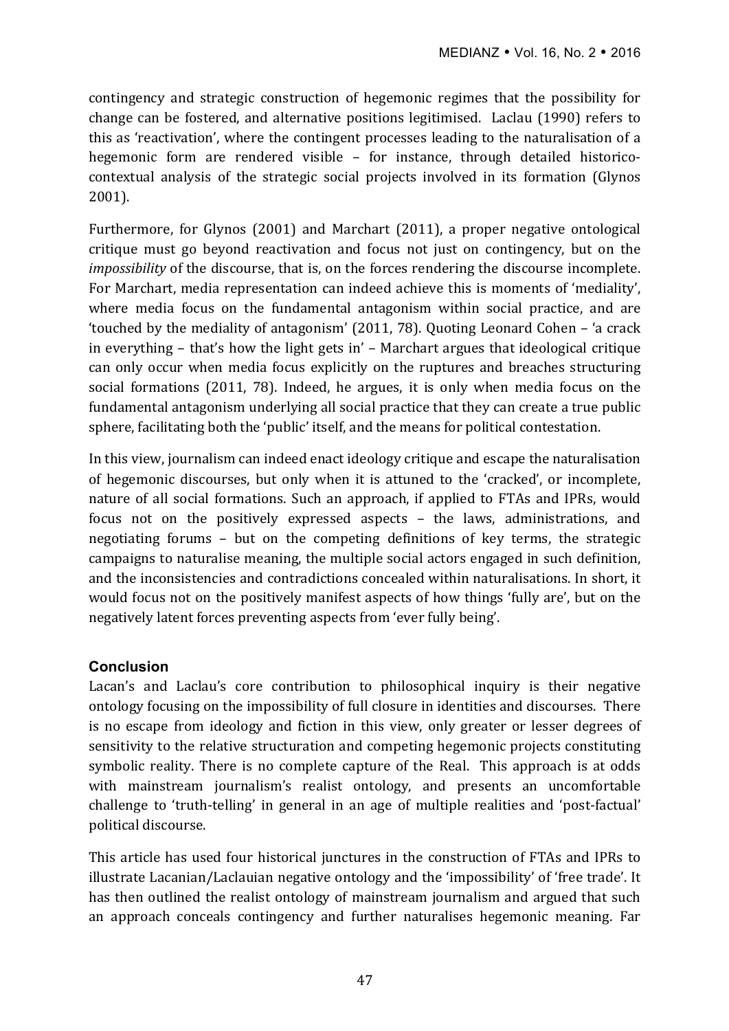contingency and strategic construction of hegemonic regimes that the possibility for change can be fostered, and alternative positions legitimised. Laclau (1990) refers to this as 'reactivation', where the contingent processes leading to the naturalisation of a hegemonic form are rendered visible – for instance, through detailed historico-contextual analysis of the strategic social projects involved in its formation (Glynos 2001).

Furthermore, for Glynos (2001) and Marchart (2011), a proper negative ontological critique must go beyond reactivation and focus not just on contingency, but on the *impossibility* of the discourse, that is, on the forces rendering the discourse incomplete. For Marchart, media representation can indeed achieve this is moments of 'mediality', where media focus on the fundamental antagonism within social practice, and are 'touched by the mediality of antagonism' (2011, 78). Quoting Leonard Cohen – 'a crack in everything – that's how the light gets in' – Marchart argues that ideological critique can only occur when media focus explicitly on the ruptures and breaches structuring social formations (2011, 78). Indeed, he argues, it is only when media focus on the fundamental antagonism underlying all social practice that they can create a true public sphere, facilitating both the 'public' itself, and the means for political contestation.

In this view, journalism can indeed enact ideology critique and escape the naturalisation of hegemonic discourses, but only when it is attuned to the 'cracked', or incomplete, nature of all social formations. Such an approach, if applied to FTAs and IPRs, would focus not on the positively expressed aspects – the laws, administrations, and negotiating forums – but on the competing definitions of key terms, the strategic campaigns to naturalise meaning, the multiple social actors engaged in such definition, and the inconsistencies and contradictions concealed within naturalisations. In short, it would focus not on the positively manifest aspects of how things 'fully are', but on the negatively latent forces preventing aspects from 'ever fully being'.

## Conclusion

Lacan's and Laclau's core contribution to philosophical inquiry is their negative ontology focusing on the impossibility of full closure in identities and discourses. There is no escape from ideology and fiction in this view, only greater or lesser degrees of sensitivity to the relative structuration and competing hegemonic projects constituting symbolic reality. There is no complete capture of the Real. This approach is at odds with mainstream journalism's realist ontology, and presents an uncomfortable challenge to 'truth-telling' in general in an age of multiple realities and 'post-factual' political discourse.

This article has used four historical junctures in the construction of FTAs and IPRs to illustrate Lacanian/Laclauian negative ontology and the 'impossibility' of 'free trade'. It has then outlined the realist ontology of mainstream journalism and argued that such an approach conceals contingency and further naturalises hegemonic meaning. Far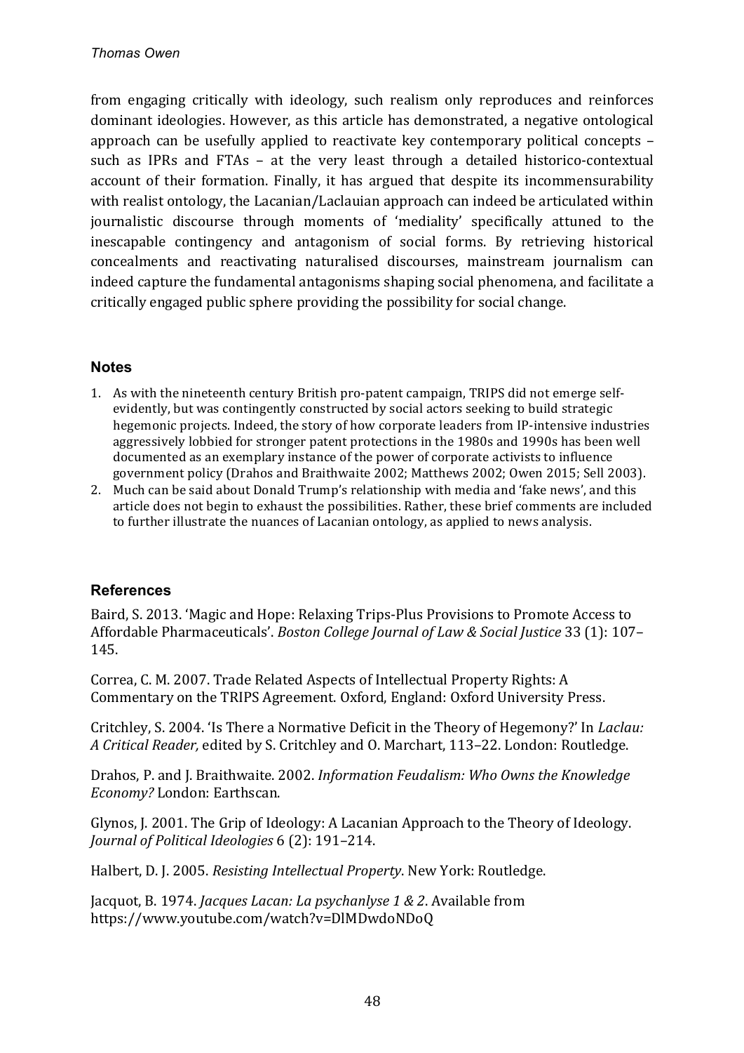from engaging critically with ideology, such realism only reproduces and reinforces dominant ideologies. However, as this article has demonstrated, a negative ontological approach can be usefully applied to reactivate key contemporary political concepts – such as IPRs and FTAs – at the very least through a detailed historico-contextual account of their formation. Finally, it has argued that despite its incommensurability with realist ontology, the Lacanian/Laclauian approach can indeed be articulated within journalistic discourse through moments of 'mediality' specifically attuned to the inescapable contingency and antagonism of social forms. By retrieving historical concealments and reactivating naturalised discourses, mainstream journalism can indeed capture the fundamental antagonisms shaping social phenomena, and facilitate a critically engaged public sphere providing the possibility for social change.

## Notes

1. As with the nineteenth century British pro-patent campaign, TRIPS did not emerge self-evidently, but was contingently constructed by social actors seeking to build strategic hegemonic projects. Indeed, the story of how corporate leaders from IP-intensive industries aggressively lobbied for stronger patent protections in the 1980s and 1990s has been well documented as an exemplary instance of the power of corporate activists to influence government policy (Drahos and Braithwaite 2002; Matthews 2002; Owen 2015; Sell 2003).
2. Much can be said about Donald Trump's relationship with media and 'fake news', and this article does not begin to exhaust the possibilities. Rather, these brief comments are included to further illustrate the nuances of Lacanian ontology, as applied to news analysis.

## References

Baird, S. 2013. 'Magic and Hope: Relaxing Trips-Plus Provisions to Promote Access to Affordable Pharmaceuticals'. *Boston College Journal of Law & Social Justice* 33 (1): 107–145.

Correa, C. M. 2007. Trade Related Aspects of Intellectual Property Rights: A Commentary on the TRIPS Agreement. Oxford, England: Oxford University Press.

Critchley, S. 2004. 'Is There a Normative Deficit in the Theory of Hegemony?' In *Laclau: A Critical Reader,* edited by S. Critchley and O. Marchart, 113–22. London: Routledge.

Drahos, P. and J. Braithwaite. 2002. *Information Feudalism: Who Owns the Knowledge Economy?* London: Earthscan.

Glynos, J. 2001. The Grip of Ideology: A Lacanian Approach to the Theory of Ideology. *Journal of Political Ideologies* 6 (2): 191–214.

Halbert, D. J. 2005. *Resisting Intellectual Property*. New York: Routledge.

Jacquot, B. 1974. *Jacques Lacan: La psychanlyse 1 & 2*. Available from https://www.youtube.com/watch?v=DlMDwdoNDoQ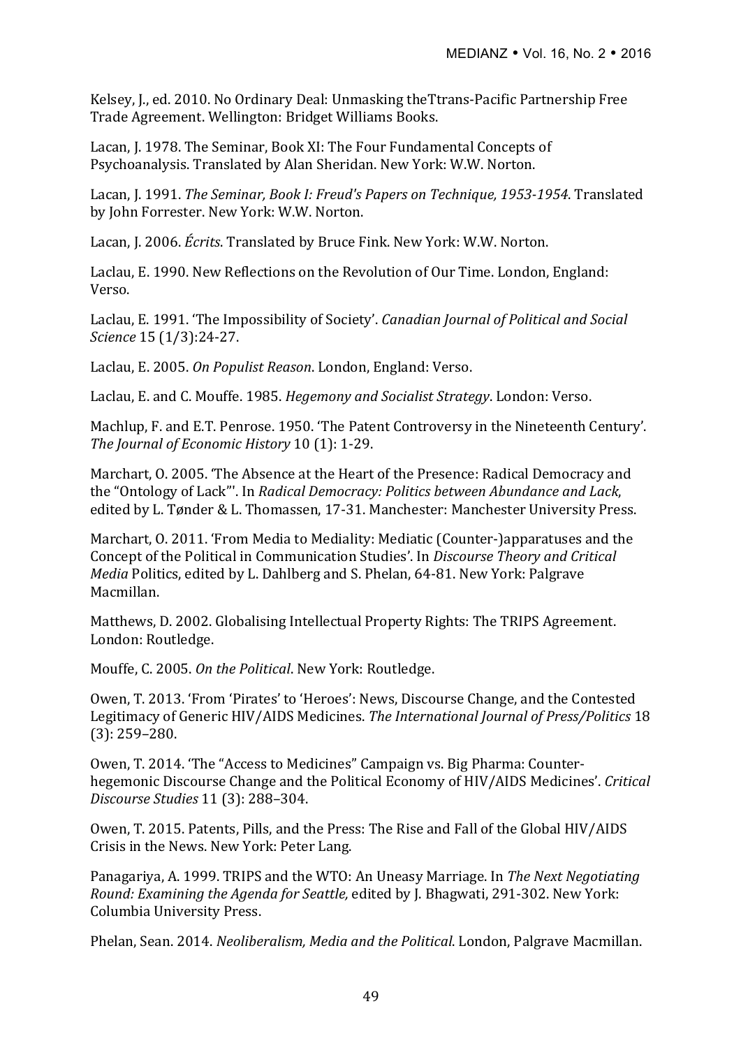Kelsey, J., ed. 2010. No Ordinary Deal: Unmasking theTtrans-Pacific Partnership Free Trade Agreement. Wellington: Bridget Williams Books.

Lacan, J. 1978. The Seminar, Book XI: The Four Fundamental Concepts of Psychoanalysis. Translated by Alan Sheridan. New York: W.W. Norton.

Lacan, J. 1991. *The Seminar, Book I: Freud's Papers on Technique, 1953-1954*. Translated by John Forrester. New York: W.W. Norton.

Lacan, J. 2006. *Écrits*. Translated by Bruce Fink. New York: W.W. Norton.

Laclau, E. 1990. New Reflections on the Revolution of Our Time. London, England: Verso.

Laclau, E. 1991. 'The Impossibility of Society'. *Canadian Journal of Political and Social Science* 15 (1/3):24-27.

Laclau, E. 2005. *On Populist Reason*. London, England: Verso.

Laclau, E. and C. Mouffe. 1985. *Hegemony and Socialist Strategy*. London: Verso.

Machlup, F. and E.T. Penrose. 1950. 'The Patent Controversy in the Nineteenth Century'. *The Journal of Economic History* 10 (1): 1-29.

Marchart, O. 2005. 'The Absence at the Heart of the Presence: Radical Democracy and the "Ontology of Lack"'. In *Radical Democracy: Politics between Abundance and Lack*, edited by L. Tønder & L. Thomassen, 17-31. Manchester: Manchester University Press.

Marchart, O. 2011. 'From Media to Mediality: Mediatic (Counter-)apparatuses and the Concept of the Political in Communication Studies'. In *Discourse Theory and Critical Media* Politics, edited by L. Dahlberg and S. Phelan, 64-81. New York: Palgrave Macmillan.

Matthews, D. 2002. Globalising Intellectual Property Rights: The TRIPS Agreement. London: Routledge.

Mouffe, C. 2005. *On the Political*. New York: Routledge.

Owen, T. 2013. 'From 'Pirates' to 'Heroes': News, Discourse Change, and the Contested Legitimacy of Generic HIV/AIDS Medicines. *The International Journal of Press/Politics* 18 (3): 259–280.

Owen, T. 2014. 'The "Access to Medicines" Campaign vs. Big Pharma: Counter-hegemonic Discourse Change and the Political Economy of HIV/AIDS Medicines'. *Critical Discourse Studies* 11 (3): 288–304.

Owen, T. 2015. Patents, Pills, and the Press: The Rise and Fall of the Global HIV/AIDS Crisis in the News. New York: Peter Lang.

Panagariya, A. 1999. TRIPS and the WTO: An Uneasy Marriage. In *The Next Negotiating Round: Examining the Agenda for Seattle,* edited by J. Bhagwati, 291-302. New York: Columbia University Press.

Phelan, Sean. 2014. *Neoliberalism, Media and the Political*. London, Palgrave Macmillan.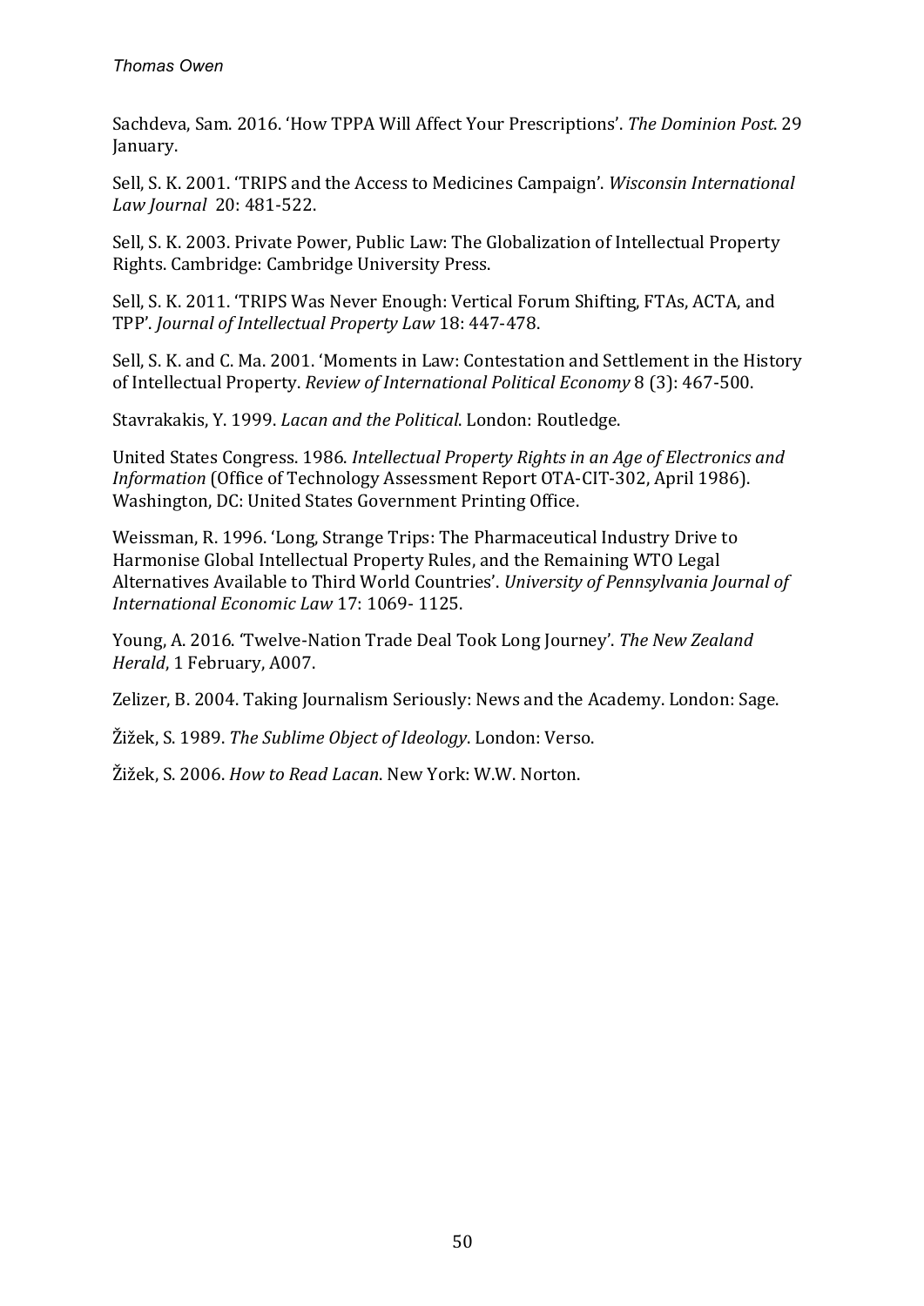Sachdeva, Sam. 2016. 'How TPPA Will Affect Your Prescriptions'. *The Dominion Post*. 29 January.

Sell, S. K. 2001. 'TRIPS and the Access to Medicines Campaign'. *Wisconsin International Law Journal* 20: 481-522.

Sell, S. K. 2003. Private Power, Public Law: The Globalization of Intellectual Property Rights. Cambridge: Cambridge University Press.

Sell, S. K. 2011. 'TRIPS Was Never Enough: Vertical Forum Shifting, FTAs, ACTA, and TPP'. *Journal of Intellectual Property Law* 18: 447-478.

Sell, S. K. and C. Ma. 2001. 'Moments in Law: Contestation and Settlement in the History of Intellectual Property. *Review of International Political Economy* 8 (3): 467-500.

Stavrakakis, Y. 1999. *Lacan and the Political*. London: Routledge.

United States Congress. 1986. *Intellectual Property Rights in an Age of Electronics and Information* (Office of Technology Assessment Report OTA-CIT-302, April 1986). Washington, DC: United States Government Printing Office.

Weissman, R. 1996. 'Long, Strange Trips: The Pharmaceutical Industry Drive to Harmonise Global Intellectual Property Rules, and the Remaining WTO Legal Alternatives Available to Third World Countries'. *University of Pennsylvania Journal of International Economic Law* 17: 1069- 1125.

Young, A. 2016. 'Twelve-Nation Trade Deal Took Long Journey'. *The New Zealand Herald*, 1 February, A007.

Zelizer, B. 2004. Taking Journalism Seriously: News and the Academy. London: Sage.

Žižek, S. 1989. *The Sublime Object of Ideology*. London: Verso.

Žižek, S. 2006. *How to Read Lacan*. New York: W.W. Norton.